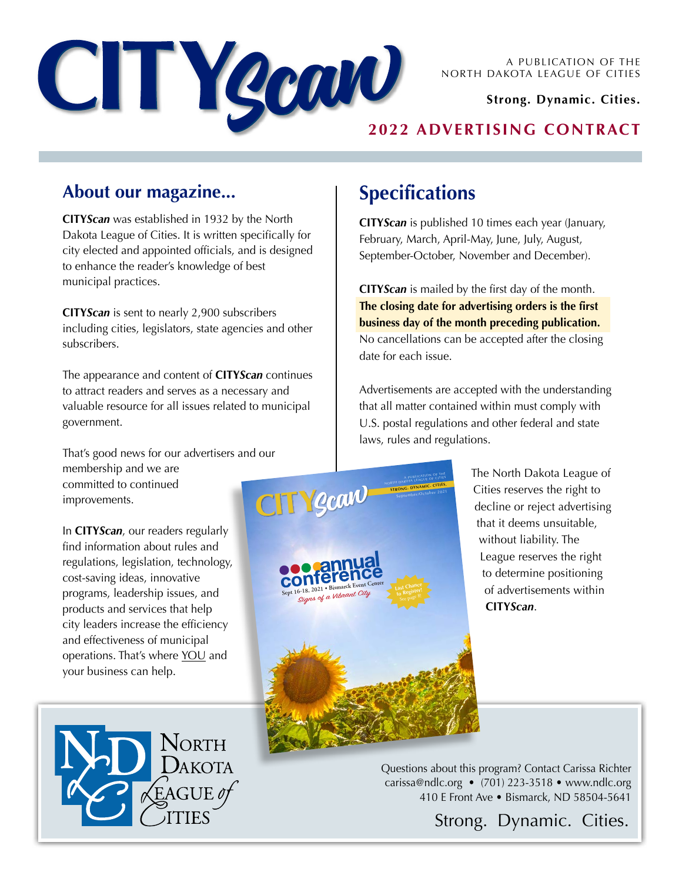# CITYScan

A PUBLICATION OF THE NORTH DAKOTA LEAGUE OF CITIES

**Strong. Dynamic. Cities.**

## 2022 ADVERTISING CONTRACT

## About our magazine...

**CITY*Scan*** was established in 1932 by the North Dakota League of Cities. It is written specifically for city elected and appointed officials, and is designed to enhance the reader's knowledge of best municipal practices.

**CITY*Scan*** is sent to nearly 2,900 subscribers including cities, legislators, state agencies and other subscribers.

The appearance and content of **CITY*Scan*** continues to attract readers and serves as a necessary and valuable resource for all issues related to municipal government.

That's good news for our advertisers and our membership and we are committed to continued improvements.

In **CITY*Scan***, our readers regularly find information about rules and regulations, legislation, technology, cost-saving ideas, innovative programs, leadership issues, and products and services that help city leaders increase the efficiency and effectiveness of municipal operations. That's where YOU and your business can help.

## Specifications

**CITY*Scan*** is published 10 times each year (January, February, March, April-May, June, July, August, September-October, November and December).

**CITY*Scan*** is mailed by the first day of the month. **The closing date for advertising orders is the first business day of the month preceding publication.** No cancellations can be accepted after the closing date for each issue.

Advertisements are accepted with the understanding that all matter contained within must comply with U.S. postal regulations and other federal and state laws, rules and regulations.

The North Dakota League of Cities reserves the right to decline or reject advertising that it deems unsuitable, without liability. The League reserves the right to determine positioning of advertisements within **CITY*Scan***.

North Dakota League of Cities

Questions about this program? Contact Carissa Richter
carissa@ndlc.org • (701) 223-3518 • www.ndlc.org
410 E Front Ave • Bismarck, ND 58504-5641

Strong. Dynamic. Cities.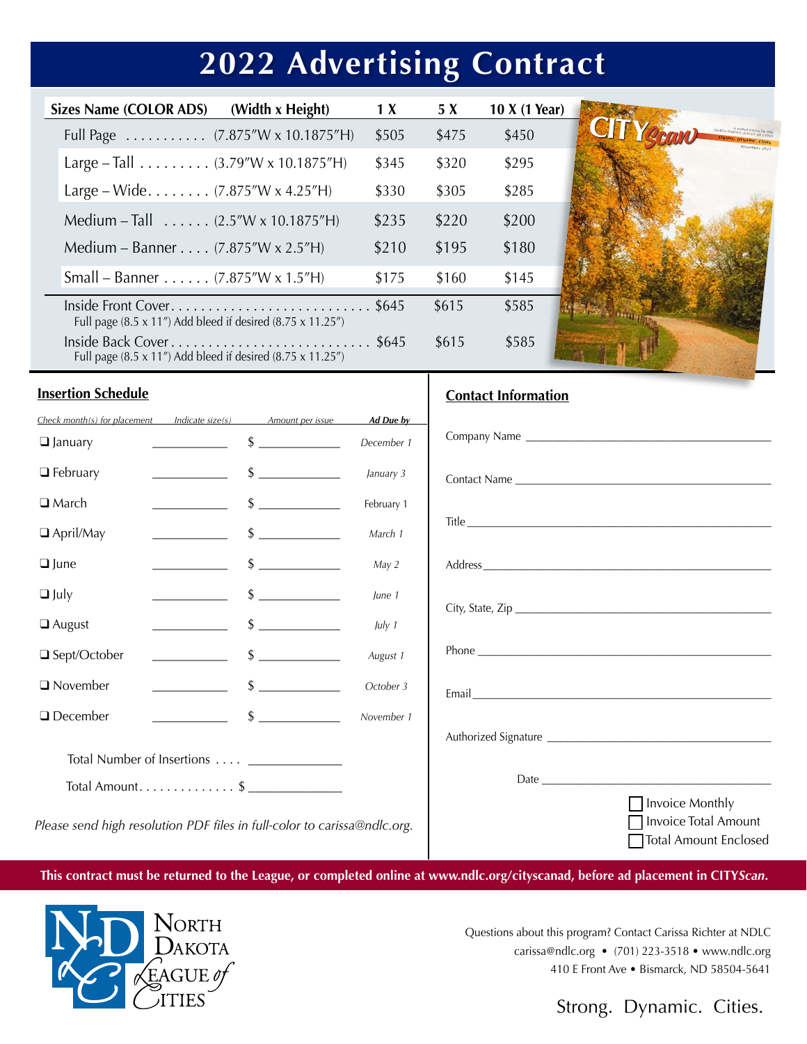# 2022 Advertising Contract

| Sizes Name (COLOR ADS) | (Width x Height) | 1 X | 5 X | 10 X (1 Year) |
|---|---|---|---|---|
| Full Page | (7.875″W x 10.1875″H) | $505 | $475 | $450 |
| Large – Tall | (3.79″W x 10.1875″H) | $345 | $320 | $295 |
| Large – Wide | (7.875″W x 4.25″H) | $330 | $305 | $285 |
| Medium – Tall | (2.5″W x 10.1875″H) | $235 | $220 | $200 |
| Medium – Banner | (7.875″W x 2.5″H) | $210 | $195 | $180 |
| Small – Banner | (7.875″W x 1.5″H) | $175 | $160 | $145 |
| Inside Front Cover<br>Full page (8.5 x 11″) Add bleed if desired (8.75 x 11.25″) | | $645 | $615 | $585 |
| Inside Back Cover<br>Full page (8.5 x 11″) Add bleed if desired (8.75 x 11.25″) | | $645 | $615 | $585 |

## Insertion Schedule

| *Check month(s) for placement* | *Indicate size(s)* | *Amount per issue* | ***Ad Due by*** |
|---|---|---|---|
| ❑ January | ________ | $ ________ | *December 1* |
| ❑ February | ________ | $ ________ | *January 3* |
| ❑ March | ________ | $ ________ | February 1 |
| ❑ April/May | ________ | $ ________ | *March 1* |
| ❑ June | ________ | $ ________ | *May 2* |
| ❑ July | ________ | $ ________ | *June 1* |
| ❑ August | ________ | $ ________ | *July 1* |
| ❑ Sept/October | ________ | $ ________ | *August 1* |
| ❑ November | ________ | $ ________ | *October 3* |
| ❑ December | ________ | $ ________ | *November 1* |

Total Number of Insertions .... ____________

Total Amount.............. $ ____________

*Please send high resolution PDF files in full-color to carissa@ndlc.org.*

## Contact Information

Company Name ______________________________

Contact Name ______________________________

Title ______________________________

Address ______________________________

City, State, Zip ______________________________

Phone ______________________________

Email ______________________________

Authorized Signature ______________________________

Date ______________________________

☐ Invoice Monthly
☐ Invoice Total Amount
☐ Total Amount Enclosed

**This contract must be returned to the League, or completed online at www.ndlc.org/cityscanad, before ad placement in CITY*Scan*.**

North Dakota League of Cities

Questions about this program? Contact Carissa Richter at NDLC
carissa@ndlc.org • (701) 223-3518 • www.ndlc.org
410 E Front Ave • Bismarck, ND 58504-5641

Strong. Dynamic. Cities.